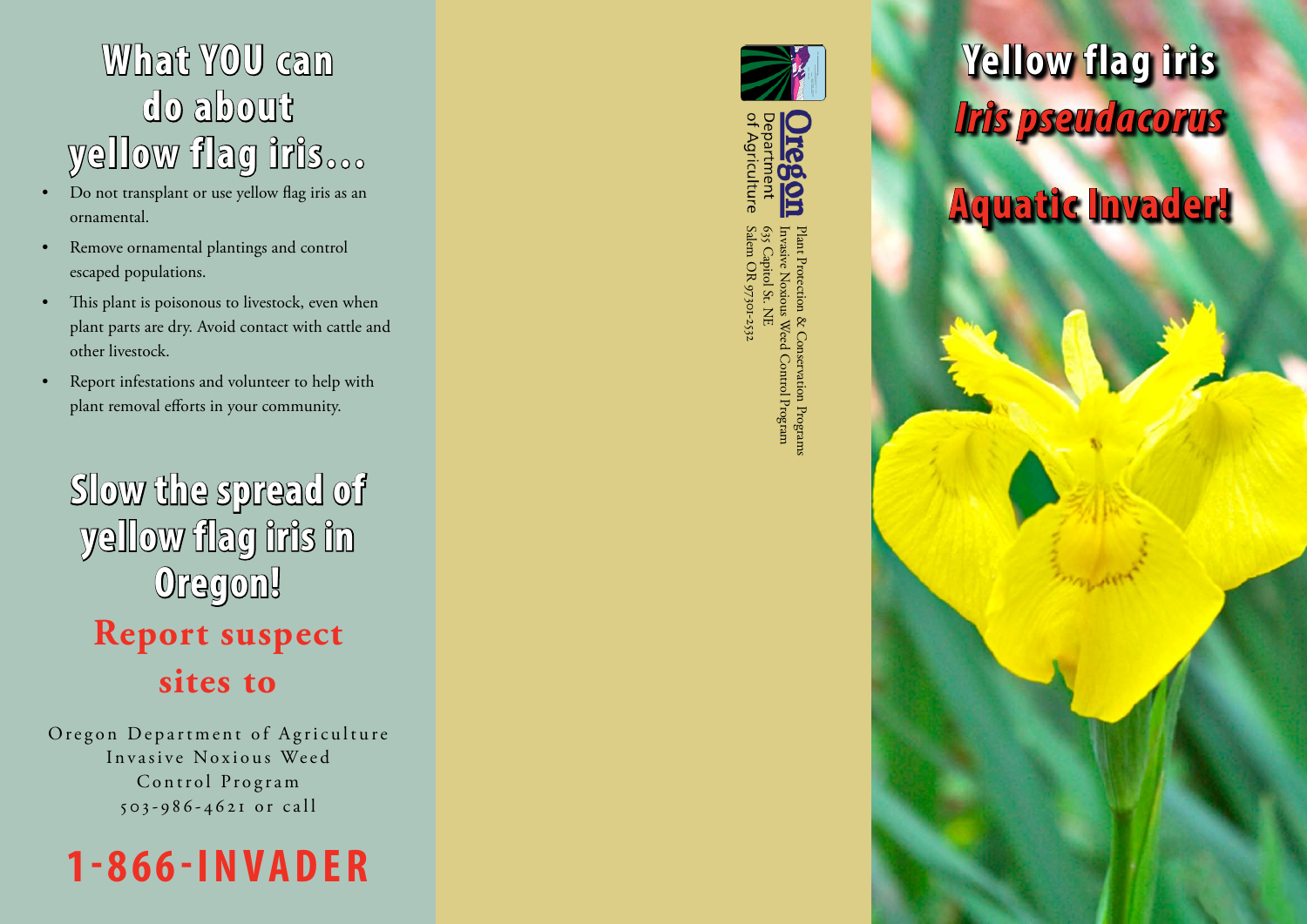# What YOU can do about yellow flag iris…

- Do not transplant or use yellow flag iris as an ornamental.
- Remove ornamental plantings and control escaped populations.
- This plant is poisonous to livestock, even when plant parts are dry. Avoid contact with cattle and other livestock.
- Report infestations and volunteer to help with plant removal efforts in your community.

## Slow the spread of yellow flag iris in Oregon!

**Report suspect sites to**

Oregon Department of Agriculture
Invasive Noxious Weed
Control Program
503-986-4621 or call

**1-866-INVADER**

Oregon Department of Agriculture

Plant Protection & Conservation Programs
Invasive Noxious Weed Control Program
635 Capitol St. NE
Salem OR 97301-2532

# Yellow flag iris

## *Iris pseudacorus*

## Aquatic Invader!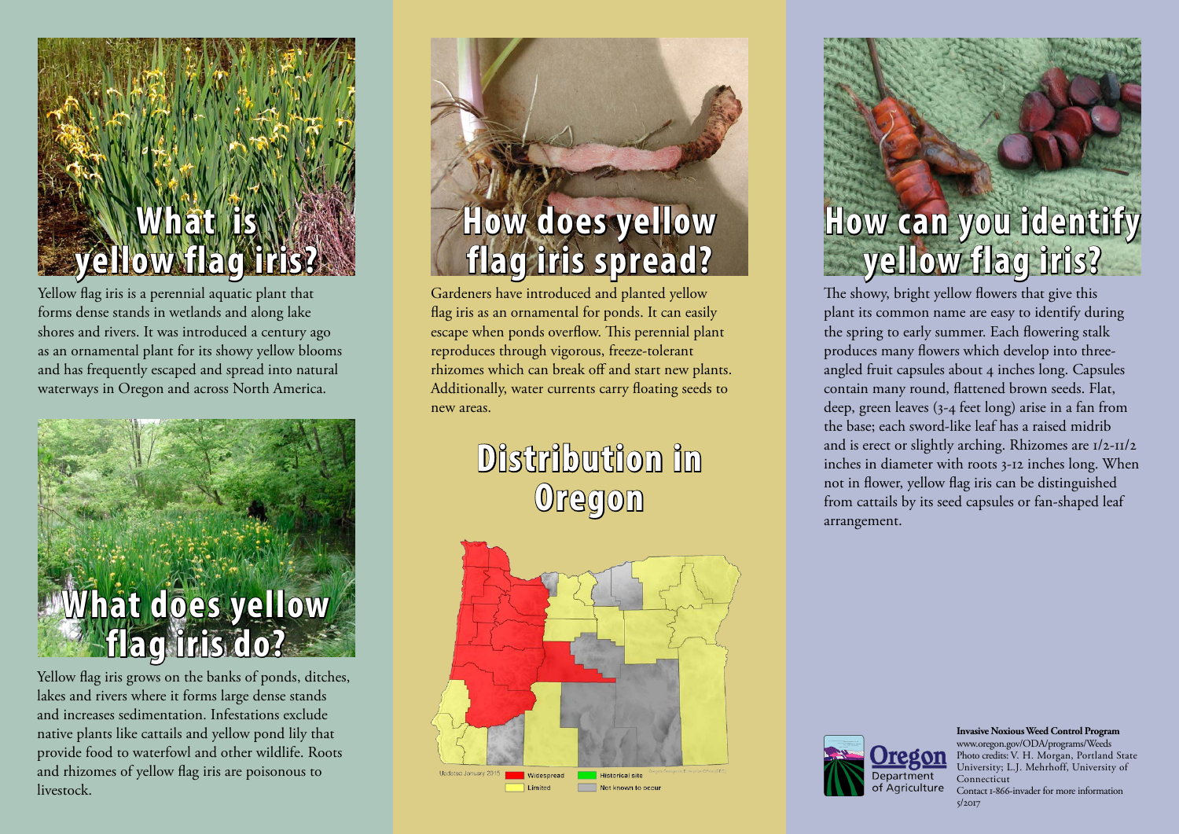## What is yellow flag iris?

Yellow flag iris is a perennial aquatic plant that forms dense stands in wetlands and along lake shores and rivers. It was introduced a century ago as an ornamental plant for its showy yellow blooms and has frequently escaped and spread into natural waterways in Oregon and across North America.

## What does yellow flag iris do?

Yellow flag iris grows on the banks of ponds, ditches, lakes and rivers where it forms large dense stands and increases sedimentation. Infestations exclude native plants like cattails and yellow pond lily that provide food to waterfowl and other wildlife. Roots and rhizomes of yellow flag iris are poisonous to livestock.

## How does yellow flag iris spread?

Gardeners have introduced and planted yellow flag iris as an ornamental for ponds. It can easily escape when ponds overflow. This perennial plant reproduces through vigorous, freeze-tolerant rhizomes which can break off and start new plants. Additionally, water currents carry floating seeds to new areas.

## Distribution in Oregon

Updated January 2015

Widespread

Limited

Historical site

Not known to occur

## How can you identify yellow flag iris?

The showy, bright yellow flowers that give this plant its common name are easy to identify during the spring to early summer. Each flowering stalk produces many flowers which develop into three-angled fruit capsules about 4 inches long. Capsules contain many round, flattened brown seeds. Flat, deep, green leaves (3-4 feet long) arise in a fan from the base; each sword-like leaf has a raised midrib and is erect or slightly arching. Rhizomes are 1/2-11/2 inches in diameter with roots 3-12 inches long. When not in flower, yellow flag iris can be distinguished from cattails by its seed capsules or fan-shaped leaf arrangement.

Oregon Department of Agriculture

**Invasive Noxious Weed Control Program**
www.oregon.gov/ODA/programs/Weeds
Photo credits: V. H. Morgan, Portland State University; L.J. Mehrhoff, University of Connecticut
Contact 1-866-invader for more information
5/2017